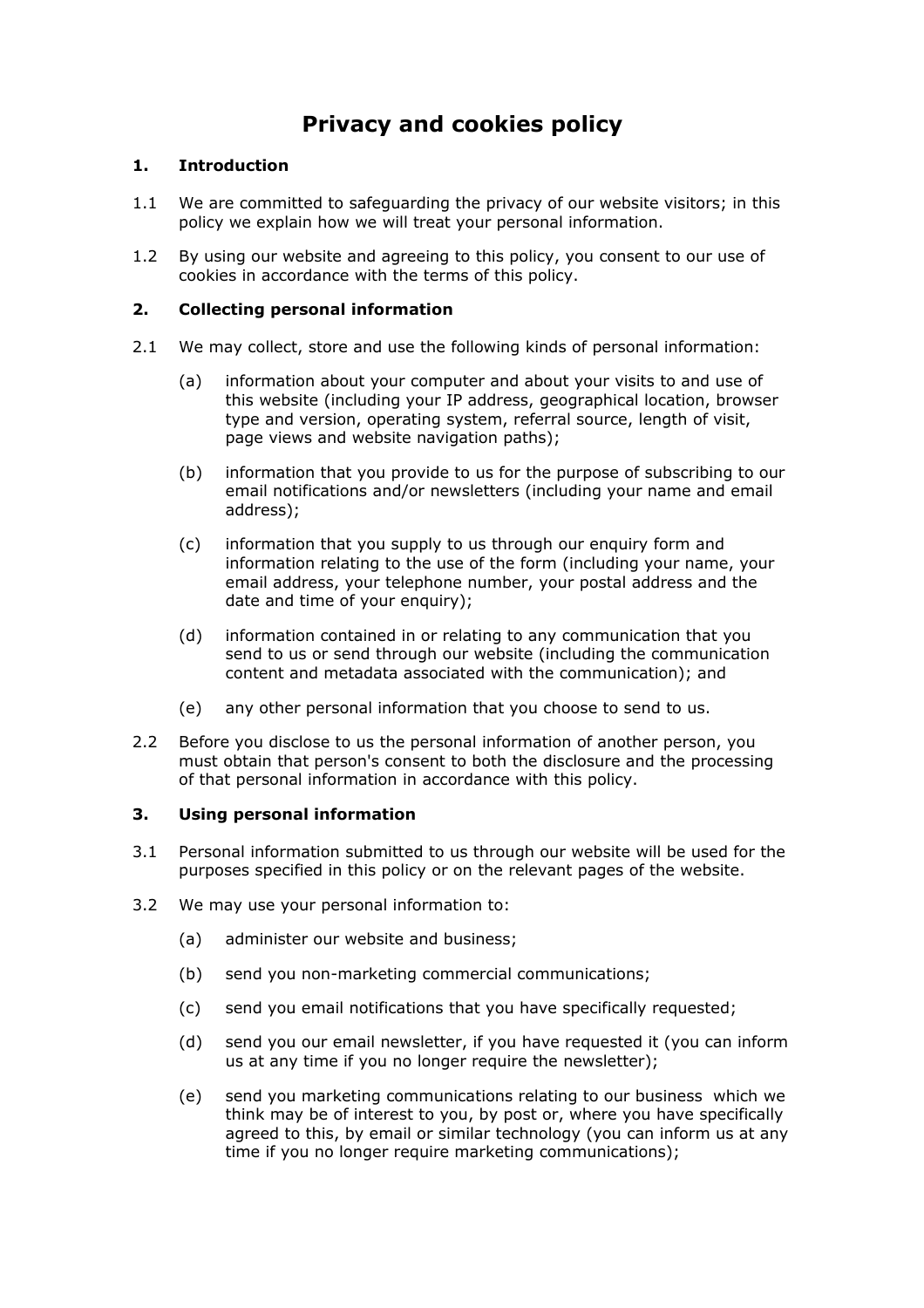# Privacy and cookies policy

## 1. Introduction

1.1 We are committed to safeguarding the privacy of our website visitors; in this policy we explain how we will treat your personal information.

1.2 By using our website and agreeing to this policy, you consent to our use of cookies in accordance with the terms of this policy.

## 2. Collecting personal information

2.1 We may collect, store and use the following kinds of personal information:

(a) information about your computer and about your visits to and use of this website (including your IP address, geographical location, browser type and version, operating system, referral source, length of visit, page views and website navigation paths);

(b) information that you provide to us for the purpose of subscribing to our email notifications and/or newsletters (including your name and email address);

(c) information that you supply to us through our enquiry form and information relating to the use of the form (including your name, your email address, your telephone number, your postal address and the date and time of your enquiry);

(d) information contained in or relating to any communication that you send to us or send through our website (including the communication content and metadata associated with the communication); and

(e) any other personal information that you choose to send to us.

2.2 Before you disclose to us the personal information of another person, you must obtain that person's consent to both the disclosure and the processing of that personal information in accordance with this policy.

## 3. Using personal information

3.1 Personal information submitted to us through our website will be used for the purposes specified in this policy or on the relevant pages of the website.

3.2 We may use your personal information to:

(a) administer our website and business;

(b) send you non-marketing commercial communications;

(c) send you email notifications that you have specifically requested;

(d) send you our email newsletter, if you have requested it (you can inform us at any time if you no longer require the newsletter);

(e) send you marketing communications relating to our business which we think may be of interest to you, by post or, where you have specifically agreed to this, by email or similar technology (you can inform us at any time if you no longer require marketing communications);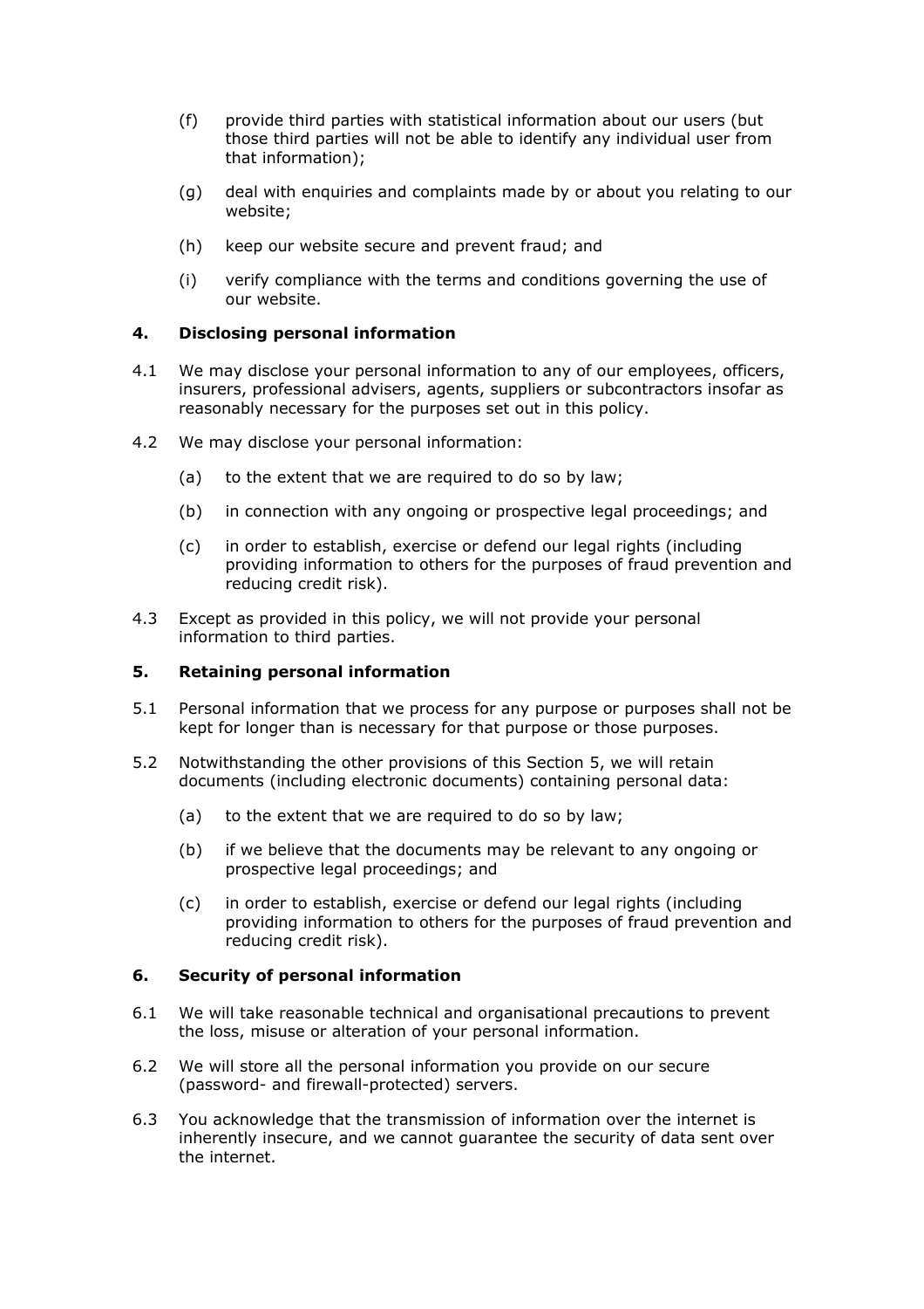(f) provide third parties with statistical information about our users (but those third parties will not be able to identify any individual user from that information);

(g) deal with enquiries and complaints made by or about you relating to our website;

(h) keep our website secure and prevent fraud; and

(i) verify compliance with the terms and conditions governing the use of our website.

## 4. Disclosing personal information

4.1 We may disclose your personal information to any of our employees, officers, insurers, professional advisers, agents, suppliers or subcontractors insofar as reasonably necessary for the purposes set out in this policy.

4.2 We may disclose your personal information:

(a) to the extent that we are required to do so by law;

(b) in connection with any ongoing or prospective legal proceedings; and

(c) in order to establish, exercise or defend our legal rights (including providing information to others for the purposes of fraud prevention and reducing credit risk).

4.3 Except as provided in this policy, we will not provide your personal information to third parties.

## 5. Retaining personal information

5.1 Personal information that we process for any purpose or purposes shall not be kept for longer than is necessary for that purpose or those purposes.

5.2 Notwithstanding the other provisions of this Section 5, we will retain documents (including electronic documents) containing personal data:

(a) to the extent that we are required to do so by law;

(b) if we believe that the documents may be relevant to any ongoing or prospective legal proceedings; and

(c) in order to establish, exercise or defend our legal rights (including providing information to others for the purposes of fraud prevention and reducing credit risk).

## 6. Security of personal information

6.1 We will take reasonable technical and organisational precautions to prevent the loss, misuse or alteration of your personal information.

6.2 We will store all the personal information you provide on our secure (password- and firewall-protected) servers.

6.3 You acknowledge that the transmission of information over the internet is inherently insecure, and we cannot guarantee the security of data sent over the internet.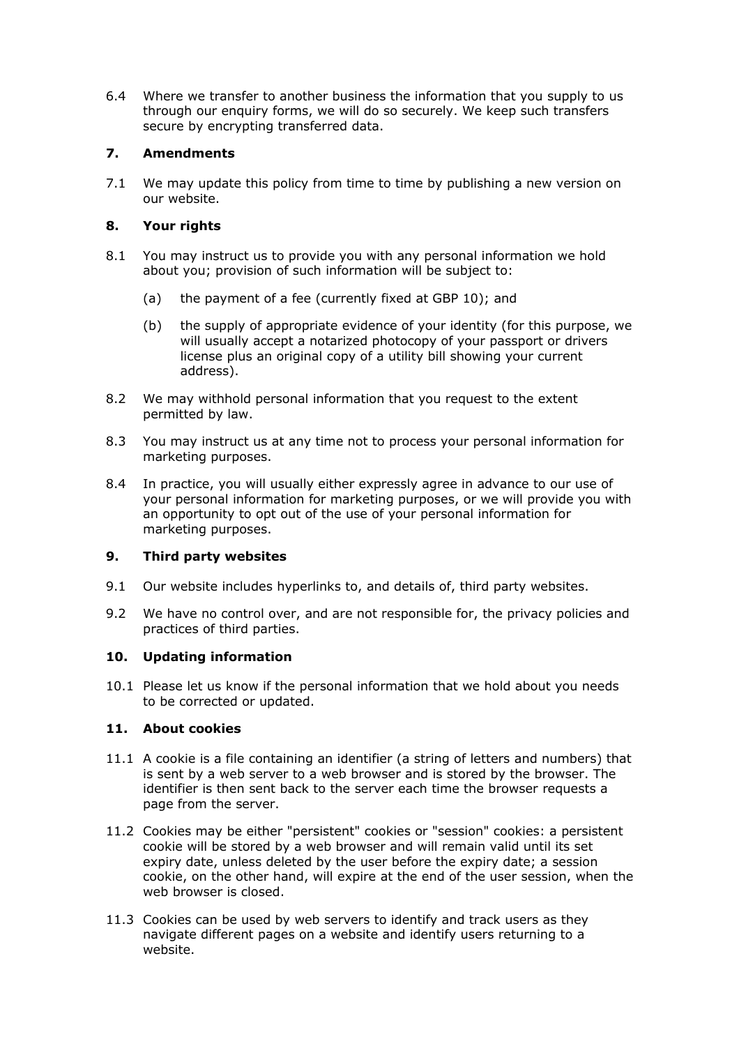6.4 Where we transfer to another business the information that you supply to us through our enquiry forms, we will do so securely. We keep such transfers secure by encrypting transferred data.

## 7. Amendments

7.1 We may update this policy from time to time by publishing a new version on our website.

## 8. Your rights

8.1 You may instruct us to provide you with any personal information we hold about you; provision of such information will be subject to:

(a) the payment of a fee (currently fixed at GBP 10); and

(b) the supply of appropriate evidence of your identity (for this purpose, we will usually accept a notarized photocopy of your passport or drivers license plus an original copy of a utility bill showing your current address).

8.2 We may withhold personal information that you request to the extent permitted by law.

8.3 You may instruct us at any time not to process your personal information for marketing purposes.

8.4 In practice, you will usually either expressly agree in advance to our use of your personal information for marketing purposes, or we will provide you with an opportunity to opt out of the use of your personal information for marketing purposes.

## 9. Third party websites

9.1 Our website includes hyperlinks to, and details of, third party websites.

9.2 We have no control over, and are not responsible for, the privacy policies and practices of third parties.

## 10. Updating information

10.1 Please let us know if the personal information that we hold about you needs to be corrected or updated.

## 11. About cookies

11.1 A cookie is a file containing an identifier (a string of letters and numbers) that is sent by a web server to a web browser and is stored by the browser. The identifier is then sent back to the server each time the browser requests a page from the server.

11.2 Cookies may be either "persistent" cookies or "session" cookies: a persistent cookie will be stored by a web browser and will remain valid until its set expiry date, unless deleted by the user before the expiry date; a session cookie, on the other hand, will expire at the end of the user session, when the web browser is closed.

11.3 Cookies can be used by web servers to identify and track users as they navigate different pages on a website and identify users returning to a website.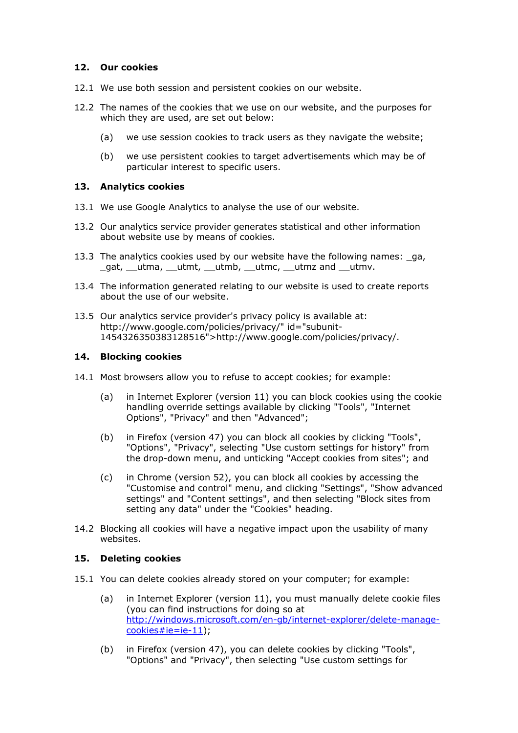## 12. Our cookies

12.1 We use both session and persistent cookies on our website.

12.2 The names of the cookies that we use on our website, and the purposes for which they are used, are set out below:

(a) we use session cookies to track users as they navigate the website;

(b) we use persistent cookies to target advertisements which may be of particular interest to specific users.

## 13. Analytics cookies

13.1 We use Google Analytics to analyse the use of our website.

13.2 Our analytics service provider generates statistical and other information about website use by means of cookies.

13.3 The analytics cookies used by our website have the following names: _ga, _gat, __utma, __utmt, __utmb, __utmc, __utmz and __utmv.

13.4 The information generated relating to our website is used to create reports about the use of our website.

13.5 Our analytics service provider's privacy policy is available at: http://www.google.com/policies/privacy/" id="subunit-1454326350383128516">http://www.google.com/policies/privacy/.

## 14. Blocking cookies

14.1 Most browsers allow you to refuse to accept cookies; for example:

(a) in Internet Explorer (version 11) you can block cookies using the cookie handling override settings available by clicking "Tools", "Internet Options", "Privacy" and then "Advanced";

(b) in Firefox (version 47) you can block all cookies by clicking "Tools", "Options", "Privacy", selecting "Use custom settings for history" from the drop-down menu, and unticking "Accept cookies from sites"; and

(c) in Chrome (version 52), you can block all cookies by accessing the "Customise and control" menu, and clicking "Settings", "Show advanced settings" and "Content settings", and then selecting "Block sites from setting any data" under the "Cookies" heading.

14.2 Blocking all cookies will have a negative impact upon the usability of many websites.

## 15. Deleting cookies

15.1 You can delete cookies already stored on your computer; for example:

(a) in Internet Explorer (version 11), you must manually delete cookie files (you can find instructions for doing so at [http://windows.microsoft.com/en-gb/internet-explorer/delete-manage-cookies#ie=ie-11](http://windows.microsoft.com/en-gb/internet-explorer/delete-manage-cookies#ie=ie-11));

(b) in Firefox (version 47), you can delete cookies by clicking "Tools", "Options" and "Privacy", then selecting "Use custom settings for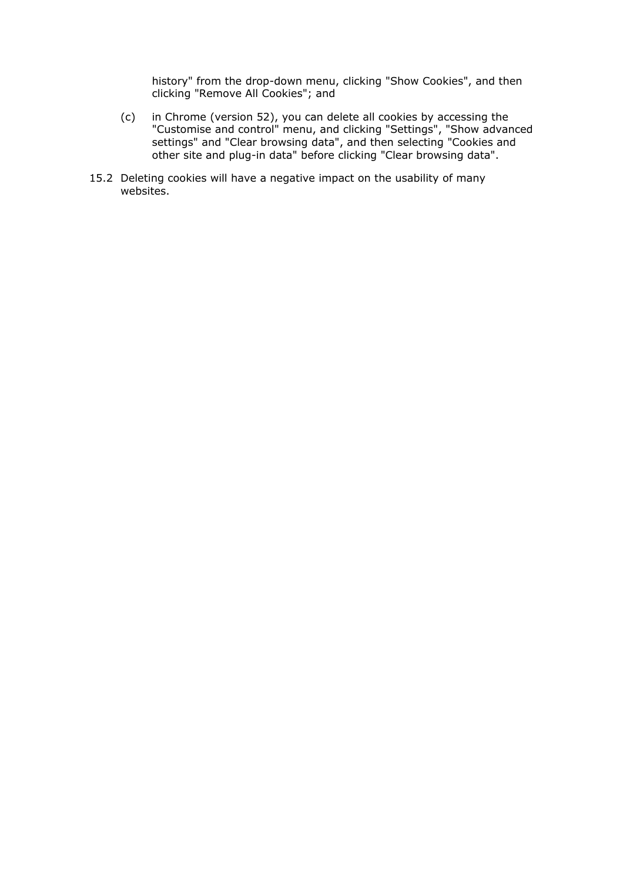history" from the drop-down menu, clicking "Show Cookies", and then clicking "Remove All Cookies"; and

(c) in Chrome (version 52), you can delete all cookies by accessing the "Customise and control" menu, and clicking "Settings", "Show advanced settings" and "Clear browsing data", and then selecting "Cookies and other site and plug-in data" before clicking "Clear browsing data".

15.2 Deleting cookies will have a negative impact on the usability of many websites.